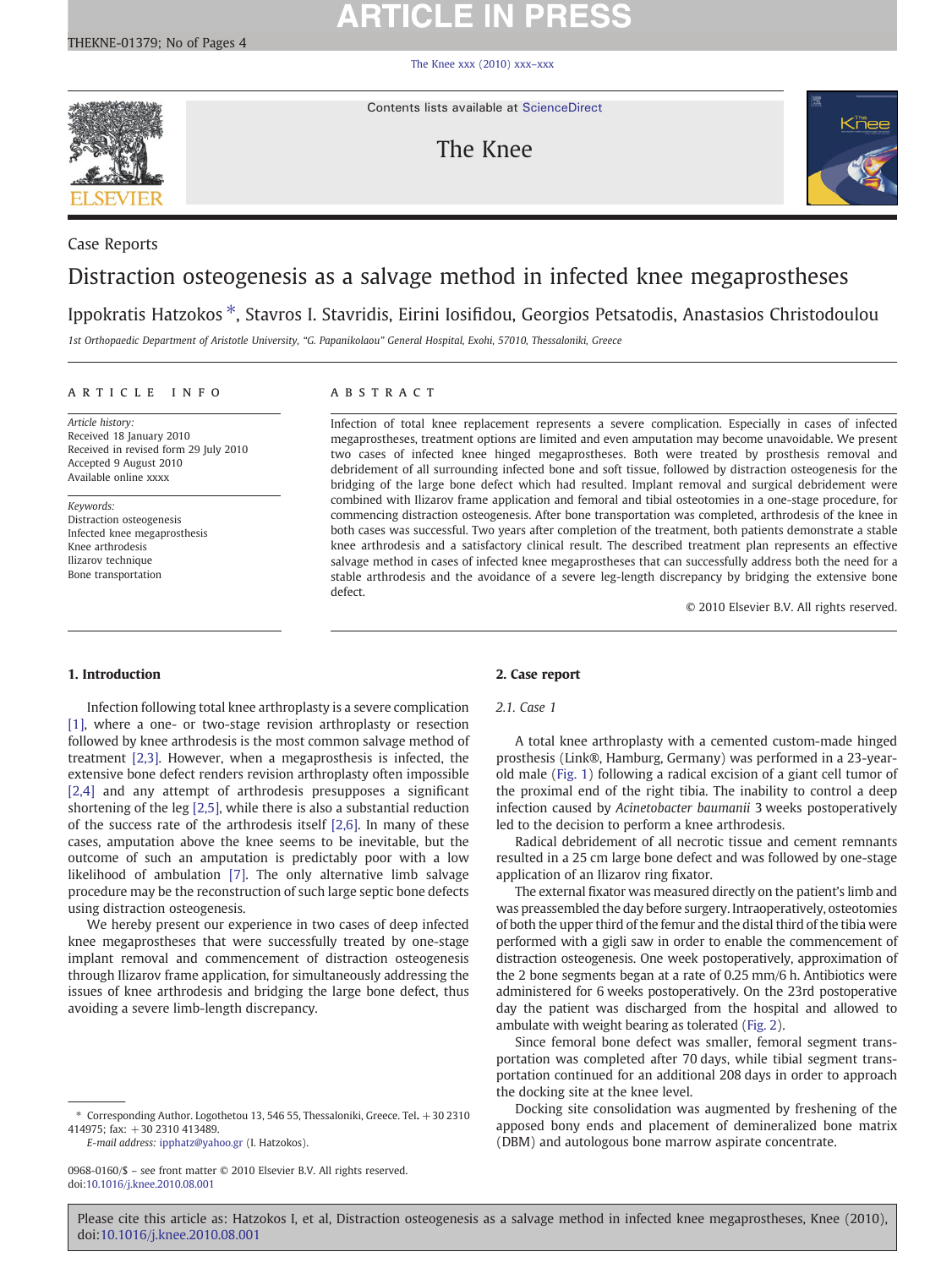Case Reports

# Distraction osteogenesis as a salvage method in infected knee megaprostheses

Ippokratis Hatzokos *, Stavros I. Stavridis, Eirini Iosifidou, Georgios Petsatodis, Anastasios Christodoulou

*1st Orthopaedic Department of Aristotle University, "G. Papanikolaou" General Hospital, Exohi, 57010, Thessaloniki, Greece*

**ARTICLE INFO**

*Article history:*
Received 18 January 2010
Received in revised form 29 July 2010
Accepted 9 August 2010
Available online xxxx

*Keywords:*
Distraction osteogenesis
Infected knee megaprosthesis
Knee arthrodesis
Ilizarov technique
Bone transportation

**ABSTRACT**

Infection of total knee replacement represents a severe complication. Especially in cases of infected megaprostheses, treatment options are limited and even amputation may become unavoidable. We present two cases of infected knee hinged megaprostheses. Both were treated by prosthesis removal and debridement of all surrounding infected bone and soft tissue, followed by distraction osteogenesis for the bridging of the large bone defect which had resulted. Implant removal and surgical debridement were combined with Ilizarov frame application and femoral and tibial osteotomies in a one-stage procedure, for commencing distraction osteogenesis. After bone transportation was completed, arthrodesis of the knee in both cases was successful. Two years after completion of the treatment, both patients demonstrate a stable knee arthrodesis and a satisfactory clinical result. The described treatment plan represents an effective salvage method in cases of infected knee megaprostheses that can successfully address both the need for a stable arthrodesis and the avoidance of a severe leg-length discrepancy by bridging the extensive bone defect.

© 2010 Elsevier B.V. All rights reserved.

## 1. Introduction

Infection following total knee arthroplasty is a severe complication [1], where a one- or two-stage revision arthroplasty or resection followed by knee arthrodesis is the most common salvage method of treatment [2,3]. However, when a megaprosthesis is infected, the extensive bone defect renders revision arthroplasty often impossible [2,4] and any attempt of arthrodesis presupposes a significant shortening of the leg [2,5], while there is also a substantial reduction of the success rate of the arthrodesis itself [2,6]. In many of these cases, amputation above the knee seems to be inevitable, but the outcome of such an amputation is predictably poor with a low likelihood of ambulation [7]. The only alternative limb salvage procedure may be the reconstruction of such large septic bone defects using distraction osteogenesis.

We hereby present our experience in two cases of deep infected knee megaprostheses that were successfully treated by one-stage implant removal and commencement of distraction osteogenesis through Ilizarov frame application, for simultaneously addressing the issues of knee arthrodesis and bridging the large bone defect, thus avoiding a severe limb-length discrepancy.

## 2. Case report

### 2.1. Case 1

A total knee arthroplasty with a cemented custom-made hinged prosthesis (Link®, Hamburg, Germany) was performed in a 23-year-old male (Fig. 1) following a radical excision of a giant cell tumor of the proximal end of the right tibia. The inability to control a deep infection caused by *Acinetobacter baumanii* 3 weeks postoperatively led to the decision to perform a knee arthrodesis.

Radical debridement of all necrotic tissue and cement remnants resulted in a 25 cm large bone defect and was followed by one-stage application of an Ilizarov ring fixator.

The external fixator was measured directly on the patient's limb and was preassembled the day before surgery. Intraoperatively, osteotomies of both the upper third of the femur and the distal third of the tibia were performed with a gigli saw in order to enable the commencement of distraction osteogenesis. One week postoperatively, approximation of the 2 bone segments began at a rate of 0.25 mm/6 h. Antibiotics were administered for 6 weeks postoperatively. On the 23rd postoperative day the patient was discharged from the hospital and allowed to ambulate with weight bearing as tolerated (Fig. 2).

Since femoral bone defect was smaller, femoral segment transportation was completed after 70 days, while tibial segment transportation continued for an additional 208 days in order to approach the docking site at the knee level.

Docking site consolidation was augmented by freshening of the apposed bony ends and placement of demineralized bone matrix (DBM) and autologous bone marrow aspirate concentrate.

* Corresponding Author. Logothetou 13, 546 55, Thessaloniki, Greece. Tel. +30 2310 414975; fax: +30 2310 413489.
*E-mail address:* ipphatz@yahoo.gr (I. Hatzokos).

0968-0160/$ – see front matter © 2010 Elsevier B.V. All rights reserved.
doi:10.1016/j.knee.2010.08.001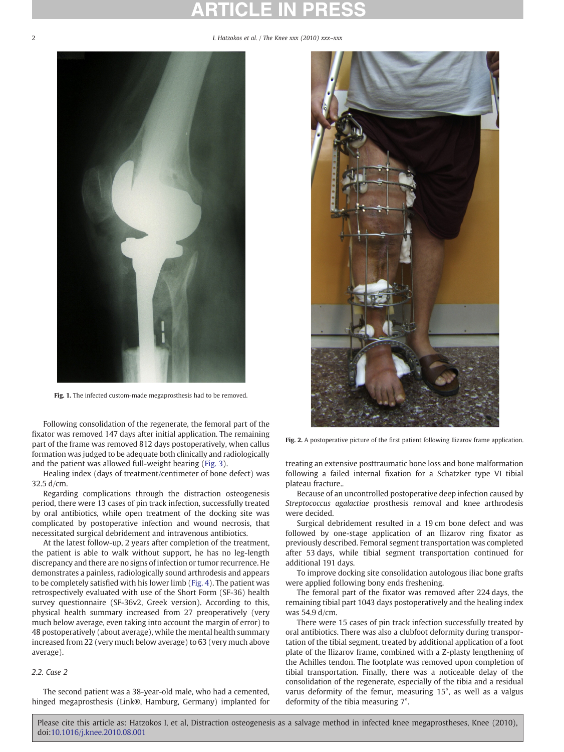Fig. 1. The infected custom-made megaprosthesis had to be removed.

Fig. 2. A postoperative picture of the first patient following Ilizarov frame application.

Following consolidation of the regenerate, the femoral part of the fixator was removed 147 days after initial application. The remaining part of the frame was removed 812 days postoperatively, when callus formation was judged to be adequate both clinically and radiologically and the patient was allowed full-weight bearing (Fig. 3).

Healing index (days of treatment/centimeter of bone defect) was 32.5 d/cm.

Regarding complications through the distraction osteogenesis period, there were 13 cases of pin track infection, successfully treated by oral antibiotics, while open treatment of the docking site was complicated by postoperative infection and wound necrosis, that necessitated surgical debridement and intravenous antibiotics.

At the latest follow-up, 2 years after completion of the treatment, the patient is able to walk without support, he has no leg-length discrepancy and there are no signs of infection or tumor recurrence. He demonstrates a painless, radiologically sound arthrodesis and appears to be completely satisfied with his lower limb (Fig. 4). The patient was retrospectively evaluated with use of the Short Form (SF-36) health survey questionnaire (SF-36v2, Greek version). According to this, physical health summary increased from 27 preoperatively (very much below average, even taking into account the margin of error) to 48 postoperatively (about average), while the mental health summary increased from 22 (very much below average) to 63 (very much above average).

### 2.2. Case 2

The second patient was a 38-year-old male, who had a cemented, hinged megaprosthesis (Link®, Hamburg, Germany) implanted for treating an extensive posttraumatic bone loss and bone malformation following a failed internal fixation for a Schatzker type VI tibial plateau fracture..

Because of an uncontrolled postoperative deep infection caused by *Streptococcus agalactiae* prosthesis removal and knee arthrodesis were decided.

Surgical debridement resulted in a 19 cm bone defect and was followed by one-stage application of an Ilizarov ring fixator as previously described. Femoral segment transportation was completed after 53 days, while tibial segment transportation continued for additional 191 days.

To improve docking site consolidation autologous iliac bone grafts were applied following bony ends freshening.

The femoral part of the fixator was removed after 224 days, the remaining tibial part 1043 days postoperatively and the healing index was 54.9 d/cm.

There were 15 cases of pin track infection successfully treated by oral antibiotics. There was also a clubfoot deformity during transportation of the tibial segment, treated by additional application of a foot plate of the Ilizarov frame, combined with a Z-plasty lengthening of the Achilles tendon. The footplate was removed upon completion of tibial transportation. Finally, there was a noticeable delay of the consolidation of the regenerate, especially of the tibia and a residual varus deformity of the femur, measuring 15°, as well as a valgus deformity of the tibia measuring 7°.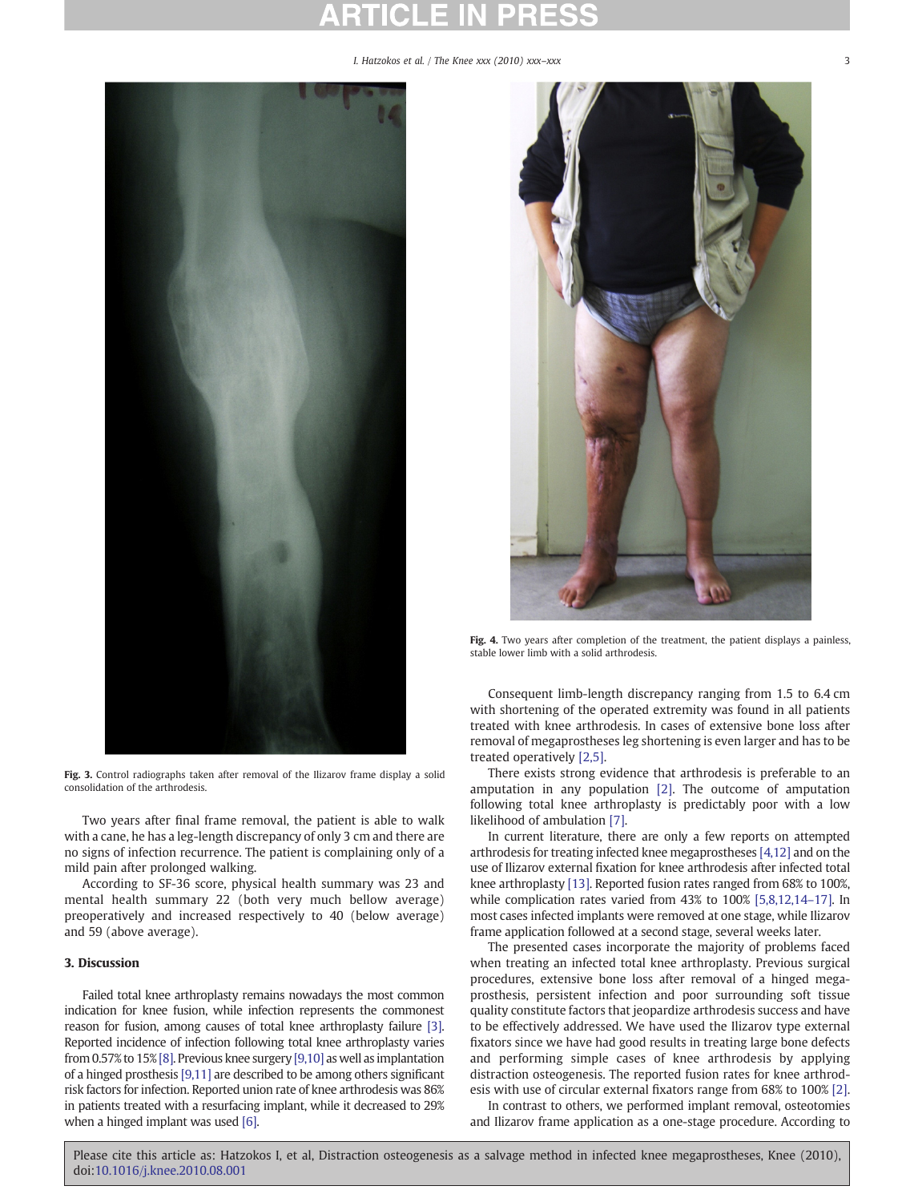Fig. 3. Control radiographs taken after removal of the Ilizarov frame display a solid consolidation of the arthrodesis.

Two years after final frame removal, the patient is able to walk with a cane, he has a leg-length discrepancy of only 3 cm and there are no signs of infection recurrence. The patient is complaining only of a mild pain after prolonged walking.

According to SF-36 score, physical health summary was 23 and mental health summary 22 (both very much bellow average) preoperatively and increased respectively to 40 (below average) and 59 (above average).

## 3. Discussion

Failed total knee arthroplasty remains nowadays the most common indication for knee fusion, while infection represents the commonest reason for fusion, among causes of total knee arthroplasty failure [3]. Reported incidence of infection following total knee arthroplasty varies from 0.57% to 15% [8]. Previous knee surgery [9,10] as well as implantation of a hinged prosthesis [9,11] are described to be among others significant risk factors for infection. Reported union rate of knee arthrodesis was 86% in patients treated with a resurfacing implant, while it decreased to 29% when a hinged implant was used [6].

Fig. 4. Two years after completion of the treatment, the patient displays a painless, stable lower limb with a solid arthrodesis.

Consequent limb-length discrepancy ranging from 1.5 to 6.4 cm with shortening of the operated extremity was found in all patients treated with knee arthrodesis. In cases of extensive bone loss after removal of megaprostheses leg shortening is even larger and has to be treated operatively [2,5].

There exists strong evidence that arthrodesis is preferable to an amputation in any population [2]. The outcome of amputation following total knee arthroplasty is predictably poor with a low likelihood of ambulation [7].

In current literature, there are only a few reports on attempted arthrodesis for treating infected knee megaprostheses [4,12] and on the use of Ilizarov external fixation for knee arthrodesis after infected total knee arthroplasty [13]. Reported fusion rates ranged from 68% to 100%, while complication rates varied from 43% to 100% [5,8,12,14–17]. In most cases infected implants were removed at one stage, while Ilizarov frame application followed at a second stage, several weeks later.

The presented cases incorporate the majority of problems faced when treating an infected total knee arthroplasty. Previous surgical procedures, extensive bone loss after removal of a hinged megaprosthesis, persistent infection and poor surrounding soft tissue quality constitute factors that jeopardize arthrodesis success and have to be effectively addressed. We have used the Ilizarov type external fixators since we have had good results in treating large bone defects and performing simple cases of knee arthrodesis by applying distraction osteogenesis. The reported fusion rates for knee arthrodesis with use of circular external fixators range from 68% to 100% [2].

In contrast to others, we performed implant removal, osteotomies and Ilizarov frame application as a one-stage procedure. According to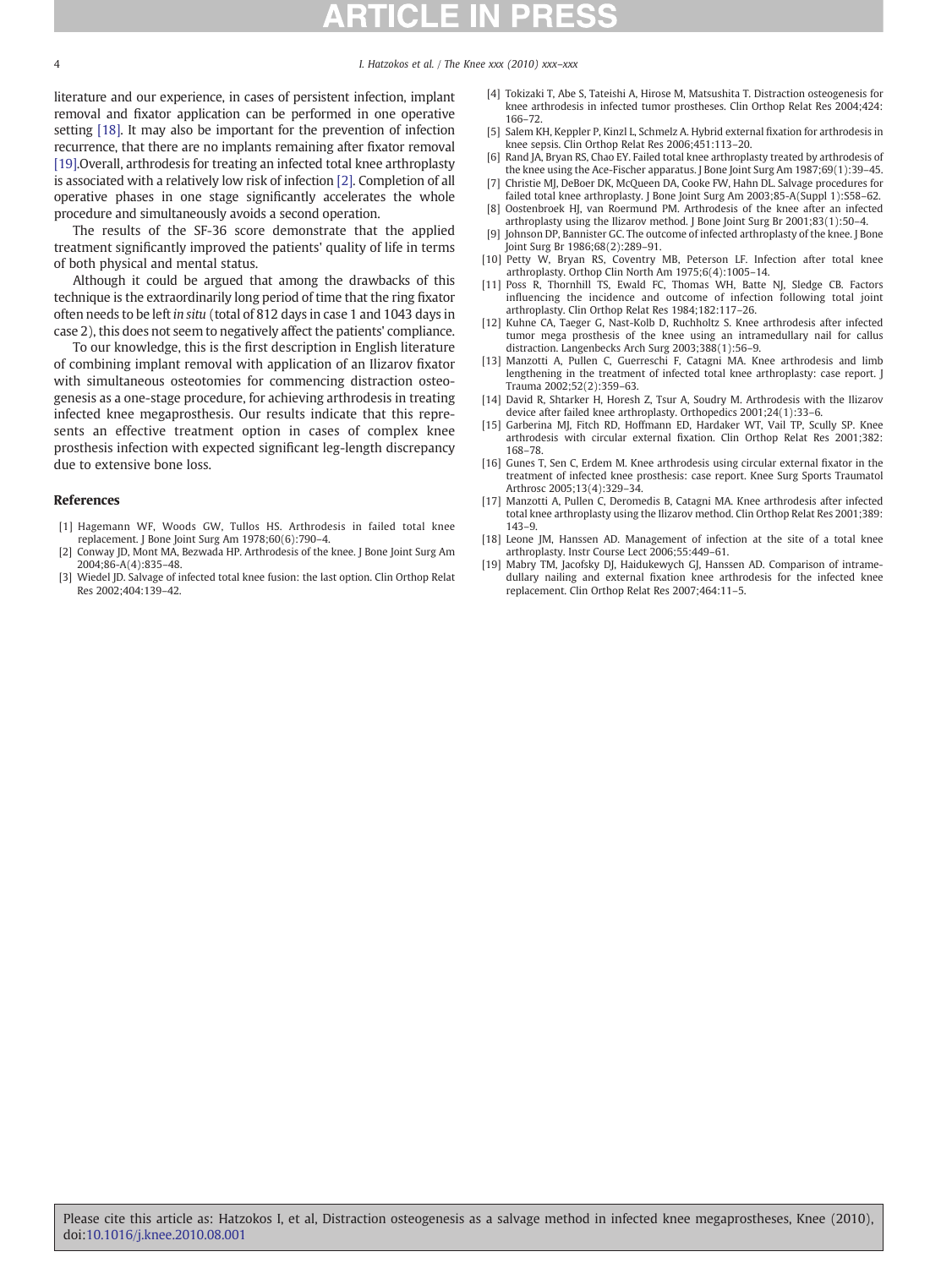literature and our experience, in cases of persistent infection, implant removal and fixator application can be performed in one operative setting [18]. It may also be important for the prevention of infection recurrence, that there are no implants remaining after fixator removal [19].Overall, arthrodesis for treating an infected total knee arthroplasty is associated with a relatively low risk of infection [2]. Completion of all operative phases in one stage significantly accelerates the whole procedure and simultaneously avoids a second operation.

The results of the SF-36 score demonstrate that the applied treatment significantly improved the patients' quality of life in terms of both physical and mental status.

Although it could be argued that among the drawbacks of this technique is the extraordinarily long period of time that the ring fixator often needs to be left *in situ* (total of 812 days in case 1 and 1043 days in case 2), this does not seem to negatively affect the patients' compliance.

To our knowledge, this is the first description in English literature of combining implant removal with application of an Ilizarov fixator with simultaneous osteotomies for commencing distraction osteogenesis as a one-stage procedure, for achieving arthrodesis in treating infected knee megaprosthesis. Our results indicate that this represents an effective treatment option in cases of complex knee prosthesis infection with expected significant leg-length discrepancy due to extensive bone loss.

## References

[1] Hagemann WF, Woods GW, Tullos HS. Arthrodesis in failed total knee replacement. J Bone Joint Surg Am 1978;60(6):790–4.

[2] Conway JD, Mont MA, Bezwada HP. Arthrodesis of the knee. J Bone Joint Surg Am 2004;86-A(4):835–48.

[3] Wiedel JD. Salvage of infected total knee fusion: the last option. Clin Orthop Relat Res 2002;404:139–42.

[4] Tokizaki T, Abe S, Tateishi A, Hirose M, Matsushita T. Distraction osteogenesis for knee arthrodesis in infected tumor prostheses. Clin Orthop Relat Res 2004;424: 166–72.

[5] Salem KH, Keppler P, Kinzl L, Schmelz A. Hybrid external fixation for arthrodesis in knee sepsis. Clin Orthop Relat Res 2006;451:113–20.

[6] Rand JA, Bryan RS, Chao EY. Failed total knee arthroplasty treated by arthrodesis of the knee using the Ace-Fischer apparatus. J Bone Joint Surg Am 1987;69(1):39–45.

[7] Christie MJ, DeBoer DK, McQueen DA, Cooke FW, Hahn DL. Salvage procedures for failed total knee arthroplasty. J Bone Joint Surg Am 2003;85-A(Suppl 1):S58–62.

[8] Oostenbroek HJ, van Roermund PM. Arthrodesis of the knee after an infected arthroplasty using the Ilizarov method. J Bone Joint Surg Br 2001;83(1):50–4.

[9] Johnson DP, Bannister GC. The outcome of infected arthroplasty of the knee. J Bone Joint Surg Br 1986;68(2):289–91.

[10] Petty W, Bryan RS, Coventry MB, Peterson LF. Infection after total knee arthroplasty. Orthop Clin North Am 1975;6(4):1005–14.

[11] Poss R, Thornhill TS, Ewald FC, Thomas WH, Batte NJ, Sledge CB. Factors influencing the incidence and outcome of infection following total joint arthroplasty. Clin Orthop Relat Res 1984;182:117–26.

[12] Kuhne CA, Taeger G, Nast-Kolb D, Ruchholtz S. Knee arthrodesis after infected tumor mega prosthesis of the knee using an intramedullary nail for callus distraction. Langenbecks Arch Surg 2003;388(1):56–9.

[13] Manzotti A, Pullen C, Guerreschi F, Catagni MA. Knee arthrodesis and limb lengthening in the treatment of infected total knee arthroplasty: case report. J Trauma 2002;52(2):359–63.

[14] David R, Shtarker H, Horesh Z, Tsur A, Soudry M. Arthrodesis with the Ilizarov device after failed knee arthroplasty. Orthopedics 2001;24(1):33–6.

[15] Garberina MJ, Fitch RD, Hoffmann ED, Hardaker WT, Vail TP, Scully SP. Knee arthrodesis with circular external fixation. Clin Orthop Relat Res 2001;382: 168–78.

[16] Gunes T, Sen C, Erdem M. Knee arthrodesis using circular external fixator in the treatment of infected knee prosthesis: case report. Knee Surg Sports Traumatol Arthrosc 2005;13(4):329–34.

[17] Manzotti A, Pullen C, Deromedis B, Catagni MA. Knee arthrodesis after infected total knee arthroplasty using the Ilizarov method. Clin Orthop Relat Res 2001;389: 143–9.

[18] Leone JM, Hanssen AD. Management of infection at the site of a total knee arthroplasty. Instr Course Lect 2006;55:449–61.

[19] Mabry TM, Jacofsky DJ, Haidukewych GJ, Hanssen AD. Comparison of intramedullary nailing and external fixation knee arthrodesis for the infected knee replacement. Clin Orthop Relat Res 2007;464:11–5.